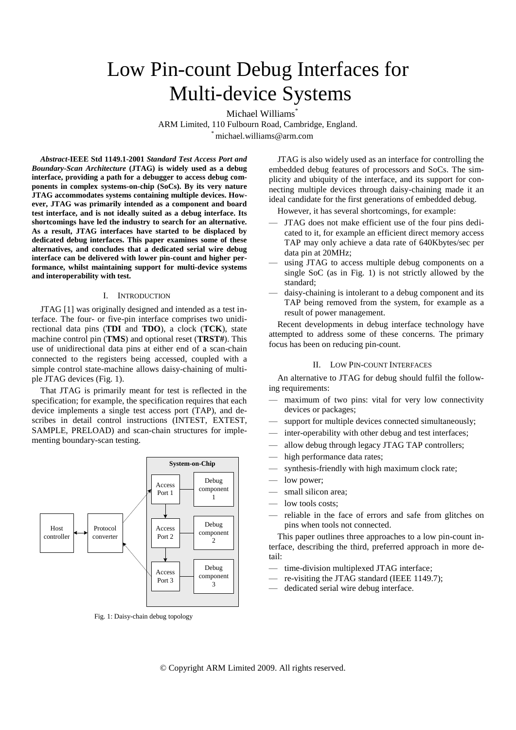# Low Pin-count Debug Interfaces for Multi-device Systems

Michael Williams*
ARM Limited, 110 Fulbourn Road, Cambridge, England.
* michael.williams@arm.com

***Abstract*-IEEE Std 1149.1-2001 *Standard Test Access Port and Boundary-Scan Architecture* (JTAG) is widely used as a debug interface, providing a path for a debugger to access debug components in complex systems-on-chip (SoCs). By its very nature JTAG accommodates systems containing multiple devices. However, JTAG was primarily intended as a component and board test interface, and is not ideally suited as a debug interface. Its shortcomings have led the industry to search for an alternative. As a result, JTAG interfaces have started to be displaced by dedicated debug interfaces. This paper examines some of these alternatives, and concludes that a dedicated serial wire debug interface can be delivered with lower pin-count and higher performance, whilst maintaining support for multi-device systems and interoperability with test.**

## I. Introduction

JTAG [1] was originally designed and intended as a test interface. The four- or five-pin interface comprises two unidirectional data pins (**TDI** and **TDO**), a clock (**TCK**), state machine control pin (**TMS**) and optional reset (**TRST#**). This use of unidirectional data pins at either end of a scan-chain connected to the registers being accessed, coupled with a simple control state-machine allows daisy-chaining of multiple JTAG devices (Fig. 1).

That JTAG is primarily meant for test is reflected in the specification; for example, the specification requires that each device implements a single test access port (TAP), and describes in detail control instructions (INTEST, EXTEST, SAMPLE, PRELOAD) and scan-chain structures for implementing boundary-scan testing.

Fig. 1: Daisy-chain debug topology

JTAG is also widely used as an interface for controlling the embedded debug features of processors and SoCs. The simplicity and ubiquity of the interface, and its support for connecting multiple devices through daisy-chaining made it an ideal candidate for the first generations of embedded debug.

However, it has several shortcomings, for example:

- JTAG does not make efficient use of the four pins dedicated to it, for example an efficient direct memory access TAP may only achieve a data rate of 640Kbytes/sec per data pin at 20MHz;
- using JTAG to access multiple debug components on a single SoC (as in Fig. 1) is not strictly allowed by the standard;
- daisy-chaining is intolerant to a debug component and its TAP being removed from the system, for example as a result of power management.

Recent developments in debug interface technology have attempted to address some of these concerns. The primary focus has been on reducing pin-count.

## II. Low Pin-count Interfaces

An alternative to JTAG for debug should fulfil the following requirements:

- maximum of two pins: vital for very low connectivity devices or packages;
- support for multiple devices connected simultaneously;
- inter-operability with other debug and test interfaces;
- allow debug through legacy JTAG TAP controllers;
- high performance data rates;
- synthesis-friendly with high maximum clock rate;
- low power;
- small silicon area;
- low tools costs;
- reliable in the face of errors and safe from glitches on pins when tools not connected.

This paper outlines three approaches to a low pin-count interface, describing the third, preferred approach in more detail:

- time-division multiplexed JTAG interface;
- re-visiting the JTAG standard (IEEE 1149.7);
- dedicated serial wire debug interface.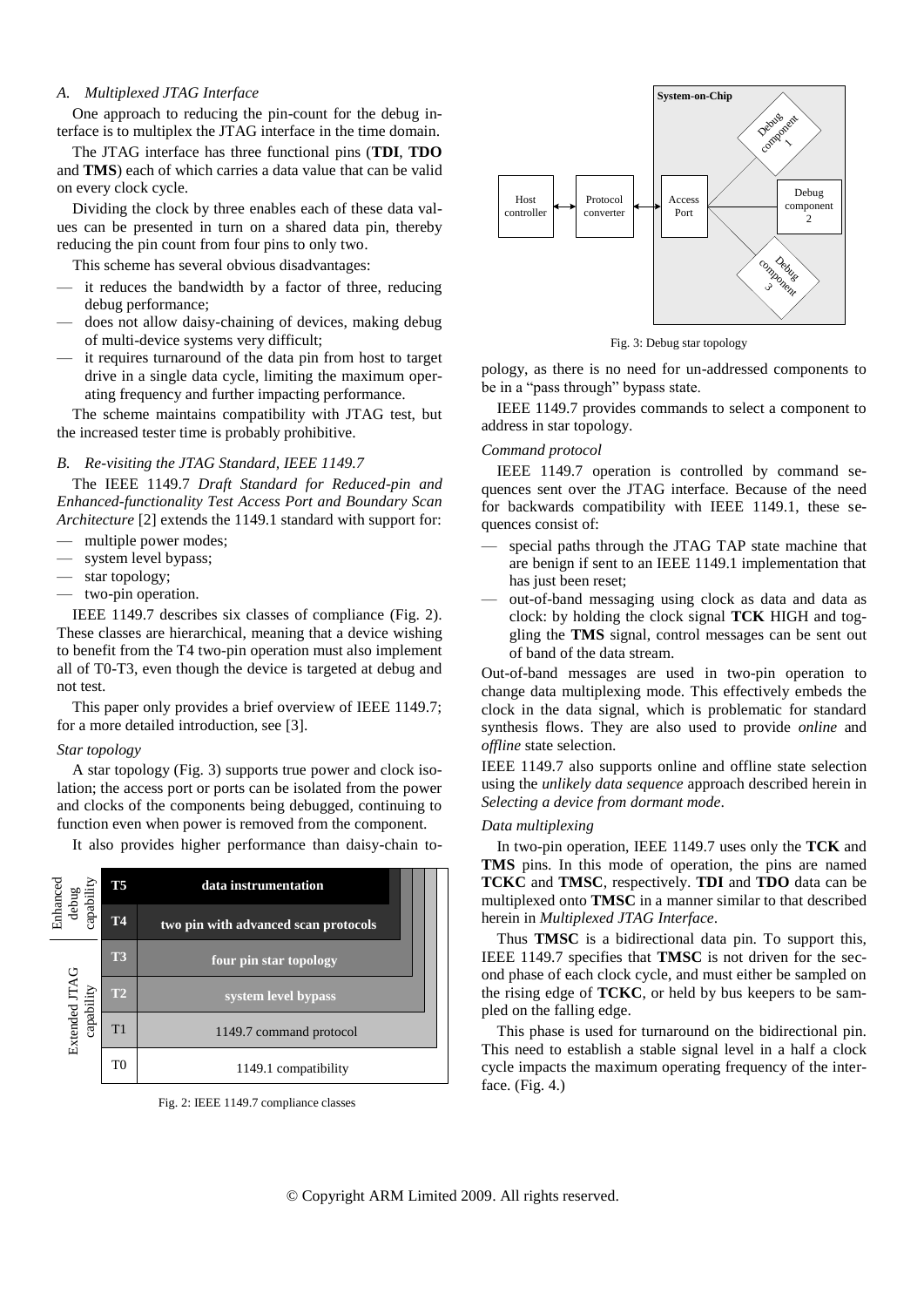### A. Multiplexed JTAG Interface

One approach to reducing the pin-count for the debug interface is to multiplex the JTAG interface in the time domain.

The JTAG interface has three functional pins (**TDI**, **TDO** and **TMS**) each of which carries a data value that can be valid on every clock cycle.

Dividing the clock by three enables each of these data values can be presented in turn on a shared data pin, thereby reducing the pin count from four pins to only two.

This scheme has several obvious disadvantages:

- it reduces the bandwidth by a factor of three, reducing debug performance;
- does not allow daisy-chaining of devices, making debug of multi-device systems very difficult;
- it requires turnaround of the data pin from host to target drive in a single data cycle, limiting the maximum operating frequency and further impacting performance.

The scheme maintains compatibility with JTAG test, but the increased tester time is probably prohibitive.

### B. Re-visiting the JTAG Standard, IEEE 1149.7

The IEEE 1149.7 *Draft Standard for Reduced-pin and Enhanced-functionality Test Access Port and Boundary Scan Architecture* [2] extends the 1149.1 standard with support for:

- multiple power modes;
- system level bypass;
- star topology;
- two-pin operation.

IEEE 1149.7 describes six classes of compliance (Fig. 2). These classes are hierarchical, meaning that a device wishing to benefit from the T4 two-pin operation must also implement all of T0-T3, even though the device is targeted at debug and not test.

This paper only provides a brief overview of IEEE 1149.7; for a more detailed introduction, see [3].

#### Star topology

A star topology (Fig. 3) supports true power and clock isolation; the access port or ports can be isolated from the power and clocks of the components being debugged, continuing to function even when power is removed from the component.

It also provides higher performance than daisy-chain topology, as there is no need for un-addressed components to be in a "pass through" bypass state.

| Capability | Class | Feature |
|---|---|---|
| Enhanced debug capability | **T5** | **data instrumentation** |
| | **T4** | **two pin with advanced scan protocols** |
| Extended JTAG capability | **T3** | **four pin star topology** |
| | **T2** | **system level bypass** |
| | T1 | 1149.7 command protocol |
| | T0 | 1149.1 compatibility |

Fig. 2: IEEE 1149.7 compliance classes

Fig. 3: Debug star topology

IEEE 1149.7 provides commands to select a component to address in star topology.

#### Command protocol

IEEE 1149.7 operation is controlled by command sequences sent over the JTAG interface. Because of the need for backwards compatibility with IEEE 1149.1, these sequences consist of:

- special paths through the JTAG TAP state machine that are benign if sent to an IEEE 1149.1 implementation that has just been reset;
- out-of-band messaging using clock as data and data as clock: by holding the clock signal **TCK** HIGH and toggling the **TMS** signal, control messages can be sent out of band of the data stream.

Out-of-band messages are used in two-pin operation to change data multiplexing mode. This effectively embeds the clock in the data signal, which is problematic for standard synthesis flows. They are also used to provide *online* and *offline* state selection.

IEEE 1149.7 also supports online and offline state selection using the *unlikely data sequence* approach described herein in *Selecting a device from dormant mode*.

#### Data multiplexing

In two-pin operation, IEEE 1149.7 uses only the **TCK** and **TMS** pins. In this mode of operation, the pins are named **TCKC** and **TMSC**, respectively. **TDI** and **TDO** data can be multiplexed onto **TMSC** in a manner similar to that described herein in *Multiplexed JTAG Interface*.

Thus **TMSC** is a bidirectional data pin. To support this, IEEE 1149.7 specifies that **TMSC** is not driven for the second phase of each clock cycle, and must either be sampled on the rising edge of **TCKC**, or held by bus keepers to be sampled on the falling edge.

This phase is used for turnaround on the bidirectional pin. This need to establish a stable signal level in a half a clock cycle impacts the maximum operating frequency of the interface. (Fig. 4.)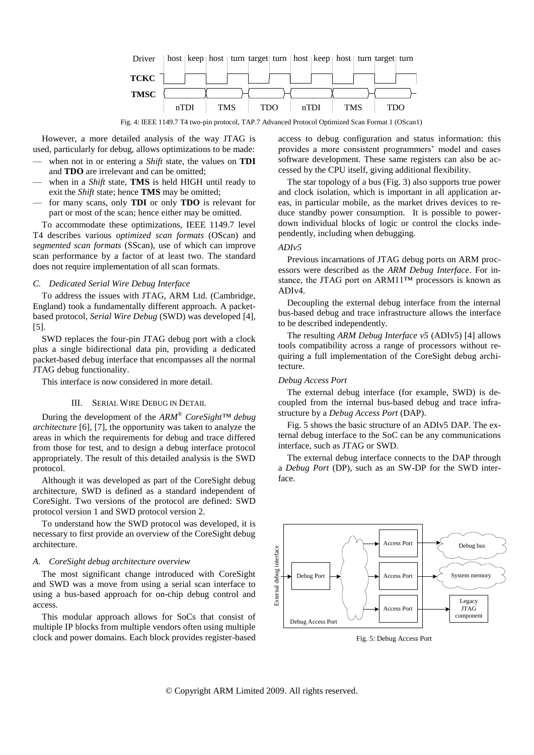Fig. 4: IEEE 1149.7 T4 two-pin protocol, TAP.7 Advanced Protocol Optimized Scan Format 1 (OScan1)

However, a more detailed analysis of the way JTAG is used, particularly for debug, allows optimizations to be made:

- when not in or entering a *Shift* state, the values on **TDI** and **TDO** are irrelevant and can be omitted;
- when in a *Shift* state, **TMS** is held HIGH until ready to exit the *Shift* state; hence **TMS** may be omitted;
- for many scans, only **TDI** or only **TDO** is relevant for part or most of the scan; hence either may be omitted.

To accommodate these optimizations, IEEE 1149.7 level T4 describes various *optimized scan formats* (OScan) and *segmented scan formats* (SScan), use of which can improve scan performance by a factor of at least two. The standard does not require implementation of all scan formats.

### C. Dedicated Serial Wire Debug Interface

To address the issues with JTAG, ARM Ltd. (Cambridge, England) took a fundamentally different approach. A packet-based protocol, *Serial Wire Debug* (SWD) was developed [4], [5].

SWD replaces the four-pin JTAG debug port with a clock plus a single bidirectional data pin, providing a dedicated packet-based debug interface that encompasses all the normal JTAG debug functionality.

This interface is now considered in more detail.

## III. Serial Wire Debug in Detail

During the development of the *ARM® CoreSight™ debug architecture* [6], [7], the opportunity was taken to analyze the areas in which the requirements for debug and trace differed from those for test, and to design a debug interface protocol appropriately. The result of this detailed analysis is the SWD protocol.

Although it was developed as part of the CoreSight debug architecture, SWD is defined as a standard independent of CoreSight. Two versions of the protocol are defined: SWD protocol version 1 and SWD protocol version 2.

To understand how the SWD protocol was developed, it is necessary to first provide an overview of the CoreSight debug architecture.

### A. CoreSight debug architecture overview

The most significant change introduced with CoreSight and SWD was a move from using a serial scan interface to using a bus-based approach for on-chip debug control and access.

This modular approach allows for SoCs that consist of multiple IP blocks from multiple vendors often using multiple clock and power domains. Each block provides register-based access to debug configuration and status information: this provides a more consistent programmers' model and eases software development. These same registers can also be accessed by the CPU itself, giving additional flexibility.

The star topology of a bus (Fig. 3) also supports true power and clock isolation, which is important in all application areas, in particular mobile, as the market drives devices to reduce standby power consumption. It is possible to power-down individual blocks of logic or control the clocks independently, including when debugging.

#### *ADIv5*

Previous incarnations of JTAG debug ports on ARM processors were described as the *ARM Debug Interface*. For instance, the JTAG port on ARM11™ processors is known as ADIv4.

Decoupling the external debug interface from the internal bus-based debug and trace infrastructure allows the interface to be described independently.

The resulting *ARM Debug Interface v5* (ADIv5) [4] allows tools compatibility across a range of processors without requiring a full implementation of the CoreSight debug architecture.

#### *Debug Access Port*

The external debug interface (for example, SWD) is decoupled from the internal bus-based debug and trace infrastructure by a *Debug Access Port* (DAP).

Fig. 5 shows the basic structure of an ADIv5 DAP. The external debug interface to the SoC can be any communications interface, such as JTAG or SWD.

The external debug interface connects to the DAP through a *Debug Port* (DP), such as an SW-DP for the SWD interface.

Fig. 5: Debug Access Port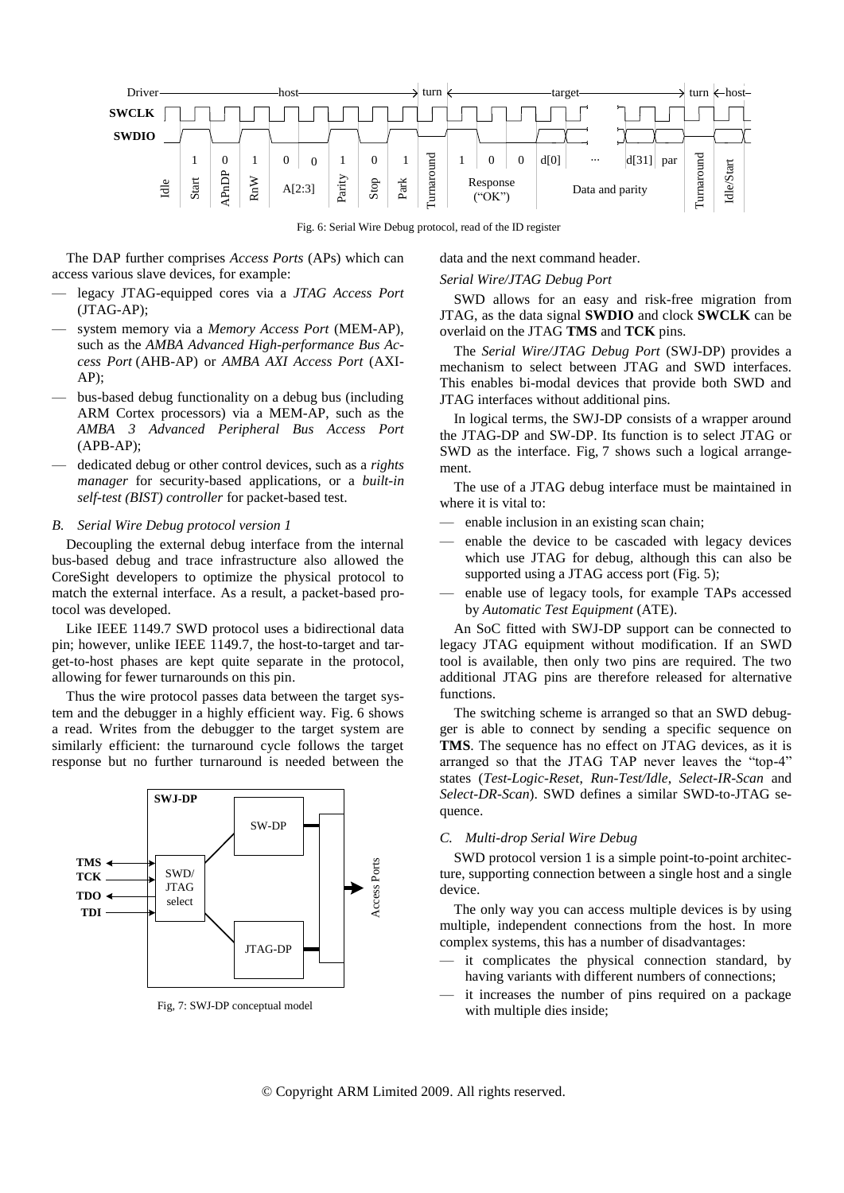Fig. 6: Serial Wire Debug protocol, read of the ID register

The DAP further comprises *Access Ports* (APs) which can access various slave devices, for example:

- legacy JTAG-equipped cores via a *JTAG Access Port* (JTAG-AP);
- system memory via a *Memory Access Port* (MEM-AP), such as the *AMBA Advanced High-performance Bus Access Port* (AHB-AP) or *AMBA AXI Access Port* (AXI-AP);
- bus-based debug functionality on a debug bus (including ARM Cortex processors) via a MEM-AP, such as the *AMBA 3 Advanced Peripheral Bus Access Port* (APB-AP);
- dedicated debug or other control devices, such as a *rights manager* for security-based applications, or a *built-in self-test (BIST) controller* for packet-based test.

### *B. Serial Wire Debug protocol version 1*

Decoupling the external debug interface from the internal bus-based debug and trace infrastructure also allowed the CoreSight developers to optimize the physical protocol to match the external interface. As a result, a packet-based protocol was developed.

Like IEEE 1149.7 SWD protocol uses a bidirectional data pin; however, unlike IEEE 1149.7, the host-to-target and target-to-host phases are kept quite separate in the protocol, allowing for fewer turnarounds on this pin.

Thus the wire protocol passes data between the target system and the debugger in a highly efficient way. Fig. 6 shows a read. Writes from the debugger to the target system are similarly efficient: the turnaround cycle follows the target response but no further turnaround is needed between the data and the next command header.

Fig, 7: SWJ-DP conceptual model

#### *Serial Wire/JTAG Debug Port*

SWD allows for an easy and risk-free migration from JTAG, as the data signal **SWDIO** and clock **SWCLK** can be overlaid on the JTAG **TMS** and **TCK** pins.

The *Serial Wire/JTAG Debug Port* (SWJ-DP) provides a mechanism to select between JTAG and SWD interfaces. This enables bi-modal devices that provide both SWD and JTAG interfaces without additional pins.

In logical terms, the SWJ-DP consists of a wrapper around the JTAG-DP and SW-DP. Its function is to select JTAG or SWD as the interface. Fig, 7 shows such a logical arrangement.

The use of a JTAG debug interface must be maintained in where it is vital to:

- enable inclusion in an existing scan chain;
- enable the device to be cascaded with legacy devices which use JTAG for debug, although this can also be supported using a JTAG access port (Fig. 5);
- enable use of legacy tools, for example TAPs accessed by *Automatic Test Equipment* (ATE).

An SoC fitted with SWJ-DP support can be connected to legacy JTAG equipment without modification. If an SWD tool is available, then only two pins are required. The two additional JTAG pins are therefore released for alternative functions.

The switching scheme is arranged so that an SWD debugger is able to connect by sending a specific sequence on **TMS**. The sequence has no effect on JTAG devices, as it is arranged so that the JTAG TAP never leaves the "top-4" states (*Test-Logic-Reset*, *Run-Test/Idle*, *Select-IR-Scan* and *Select-DR-Scan*). SWD defines a similar SWD-to-JTAG sequence.

### *C. Multi-drop Serial Wire Debug*

SWD protocol version 1 is a simple point-to-point architecture, supporting connection between a single host and a single device.

The only way you can access multiple devices is by using multiple, independent connections from the host. In more complex systems, this has a number of disadvantages:

- it complicates the physical connection standard, by having variants with different numbers of connections;
- it increases the number of pins required on a package with multiple dies inside;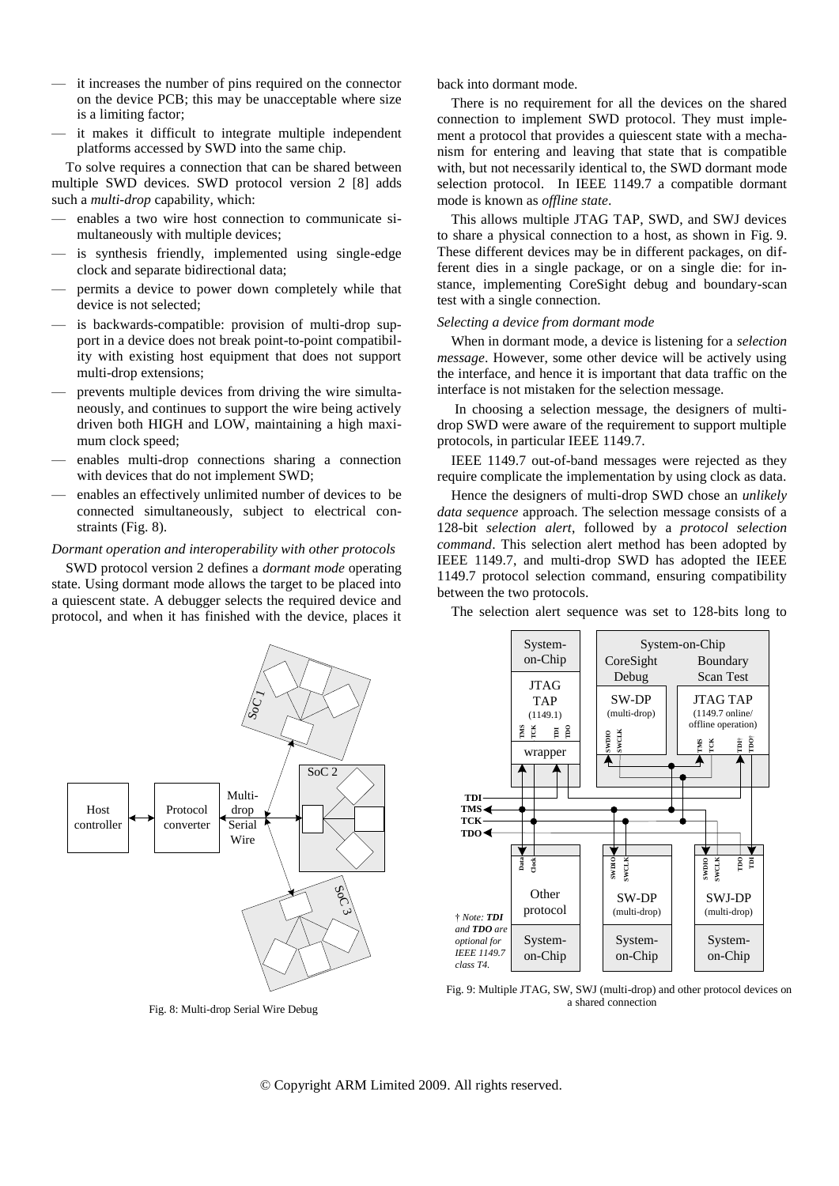- it increases the number of pins required on the connector on the device PCB; this may be unacceptable where size is a limiting factor;
- it makes it difficult to integrate multiple independent platforms accessed by SWD into the same chip.

To solve requires a connection that can be shared between multiple SWD devices. SWD protocol version 2 [8] adds such a *multi-drop* capability, which:

- enables a two wire host connection to communicate simultaneously with multiple devices;
- is synthesis friendly, implemented using single-edge clock and separate bidirectional data;
- permits a device to power down completely while that device is not selected;
- is backwards-compatible: provision of multi-drop support in a device does not break point-to-point compatibility with existing host equipment that does not support multi-drop extensions;
- prevents multiple devices from driving the wire simultaneously, and continues to support the wire being actively driven both HIGH and LOW, maintaining a high maximum clock speed;
- enables multi-drop connections sharing a connection with devices that do not implement SWD;
- enables an effectively unlimited number of devices to be connected simultaneously, subject to electrical constraints (Fig. 8).

*Dormant operation and interoperability with other protocols*

SWD protocol version 2 defines a *dormant mode* operating state. Using dormant mode allows the target to be placed into a quiescent state. A debugger selects the required device and protocol, and when it has finished with the device, places it back into dormant mode.

There is no requirement for all the devices on the shared connection to implement SWD protocol. They must implement a protocol that provides a quiescent state with a mechanism for entering and leaving that state that is compatible with, but not necessarily identical to, the SWD dormant mode selection protocol. In IEEE 1149.7 a compatible dormant mode is known as *offline state*.

This allows multiple JTAG TAP, SWD, and SWJ devices to share a physical connection to a host, as shown in Fig. 9. These different devices may be in different packages, on different dies in a single package, or on a single die: for instance, implementing CoreSight debug and boundary-scan test with a single connection.

*Selecting a device from dormant mode*

When in dormant mode, a device is listening for a *selection message*. However, some other device will be actively using the interface, and hence it is important that data traffic on the interface is not mistaken for the selection message.

In choosing a selection message, the designers of multi-drop SWD were aware of the requirement to support multiple protocols, in particular IEEE 1149.7.

IEEE 1149.7 out-of-band messages were rejected as they require complicate the implementation by using clock as data.

Hence the designers of multi-drop SWD chose an *unlikely data sequence* approach. The selection message consists of a 128-bit *selection alert*, followed by a *protocol selection command*. This selection alert method has been adopted by IEEE 1149.7, and multi-drop SWD has adopted the IEEE 1149.7 protocol selection command, ensuring compatibility between the two protocols.

The selection alert sequence was set to 128-bits long to

Fig. 8: Multi-drop Serial Wire Debug

Fig. 9: Multiple JTAG, SW, SWJ (multi-drop) and other protocol devices on a shared connection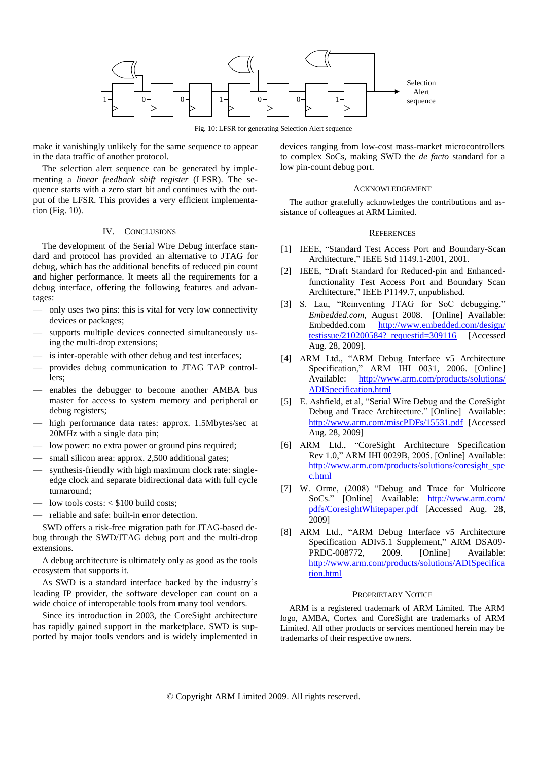1 0 0 1 0 0 1

Selection Alert sequence

Fig. 10: LFSR for generating Selection Alert sequence

make it vanishingly unlikely for the same sequence to appear in the data traffic of another protocol.

The selection alert sequence can be generated by implementing a *linear feedback shift register* (LFSR). The sequence starts with a zero start bit and continues with the output of the LFSR. This provides a very efficient implementation (Fig. 10).

## IV. Conclusions

The development of the Serial Wire Debug interface standard and protocol has provided an alternative to JTAG for debug, which has the additional benefits of reduced pin count and higher performance. It meets all the requirements for a debug interface, offering the following features and advantages:

- only uses two pins: this is vital for very low connectivity devices or packages;
- supports multiple devices connected simultaneously using the multi-drop extensions;
- is inter-operable with other debug and test interfaces;
- provides debug communication to JTAG TAP controllers;
- enables the debugger to become another AMBA bus master for access to system memory and peripheral or debug registers;
- high performance data rates: approx. 1.5Mbytes/sec at 20MHz with a single data pin;
- low power: no extra power or ground pins required;
- small silicon area: approx. 2,500 additional gates;
- synthesis-friendly with high maximum clock rate: single-edge clock and separate bidirectional data with full cycle turnaround;
- low tools costs: < $100 build costs;
- reliable and safe: built-in error detection.

SWD offers a risk-free migration path for JTAG-based debug through the SWD/JTAG debug port and the multi-drop extensions.

A debug architecture is ultimately only as good as the tools ecosystem that supports it.

As SWD is a standard interface backed by the industry's leading IP provider, the software developer can count on a wide choice of interoperable tools from many tool vendors.

Since its introduction in 2003, the CoreSight architecture has rapidly gained support in the marketplace. SWD is supported by major tools vendors and is widely implemented in devices ranging from low-cost mass-market microcontrollers to complex SoCs, making SWD the *de facto* standard for a low pin-count debug port.

## Acknowledgement

The author gratefully acknowledges the contributions and assistance of colleagues at ARM Limited.

## References

[1] IEEE, "Standard Test Access Port and Boundary-Scan Architecture," IEEE Std 1149.1-2001, 2001.

[2] IEEE, "Draft Standard for Reduced-pin and Enhanced-functionality Test Access Port and Boundary Scan Architecture," IEEE P1149.7, unpublished.

[3] S. Lau, "Reinventing JTAG for SoC debugging," *Embedded.com*, August 2008. [Online] Available: Embedded.com http://www.embedded.com/design/testissue/210200584?_requestid=309116 [Accessed Aug. 28, 2009].

[4] ARM Ltd., "ARM Debug Interface v5 Architecture Specification," ARM IHI 0031, 2006. [Online] Available: http://www.arm.com/products/solutions/ADISpecification.html

[5] E. Ashfield, et al, "Serial Wire Debug and the CoreSight Debug and Trace Architecture." [Online] Available: http://www.arm.com/miscPDFs/15531.pdf [Accessed Aug. 28, 2009]

[6] ARM Ltd., "CoreSight Architecture Specification Rev 1.0," ARM IHI 0029B, 2005. [Online] Available: http://www.arm.com/products/solutions/coresight_spec.html

[7] W. Orme, (2008) "Debug and Trace for Multicore SoCs." [Online] Available: http://www.arm.com/pdfs/CoresightWhitepaper.pdf [Accessed Aug. 28, 2009]

[8] ARM Ltd., "ARM Debug Interface v5 Architecture Specification ADIv5.1 Supplement," ARM DSA09-PRDC-008772, 2009. [Online] Available: http://www.arm.com/products/solutions/ADISpecification.html

## Proprietary Notice

ARM is a registered trademark of ARM Limited. The ARM logo, AMBA, Cortex and CoreSight are trademarks of ARM Limited. All other products or services mentioned herein may be trademarks of their respective owners.

© Copyright ARM Limited 2009. All rights reserved.